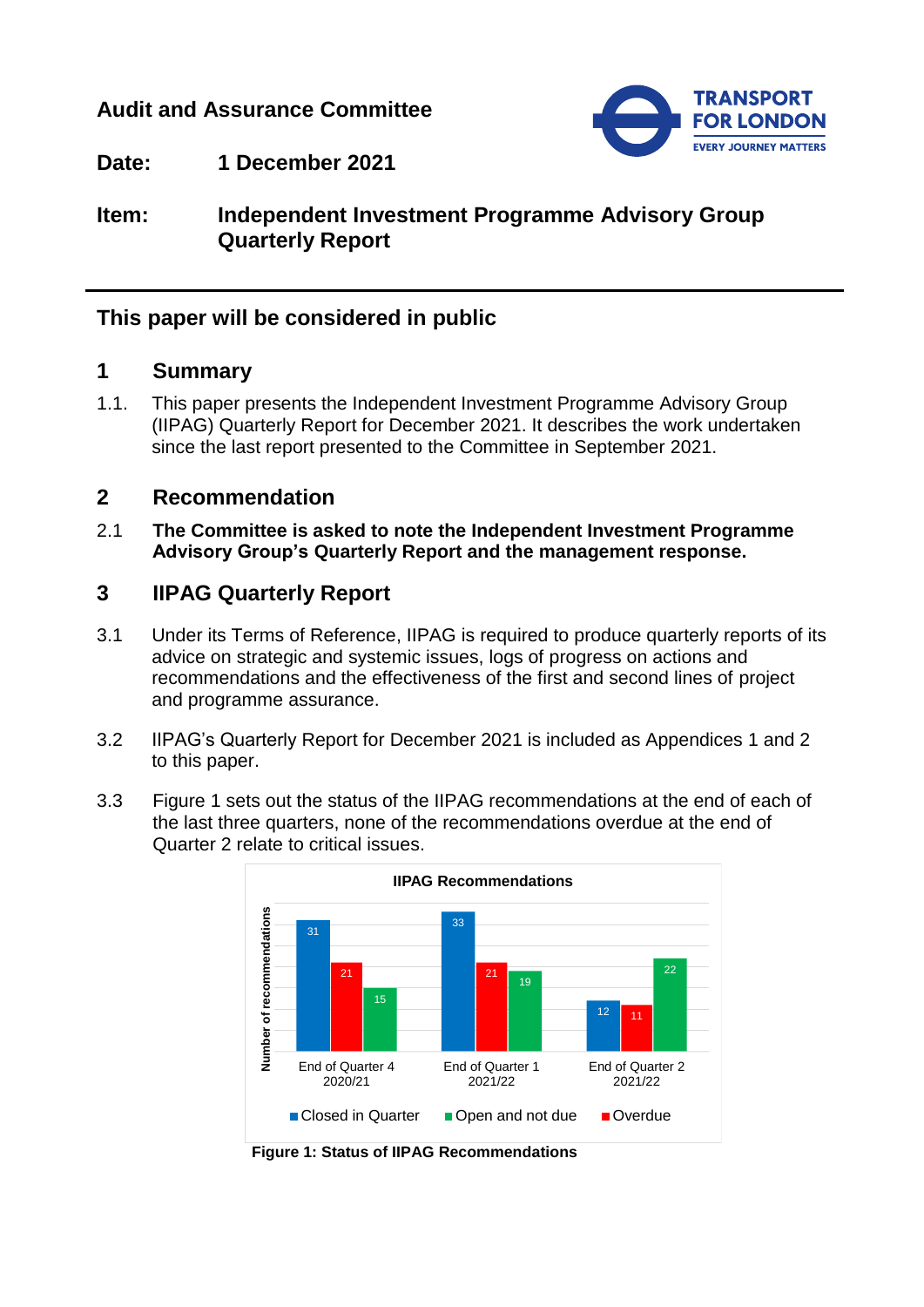**Audit and Assurance Committee**

**Date:** **1 December 2021**

**Item:** **Independent Investment Programme Advisory Group Quarterly Report**

## This paper will be considered in public

## 1 Summary

1.1. This paper presents the Independent Investment Programme Advisory Group (IIPAG) Quarterly Report for December 2021. It describes the work undertaken since the last report presented to the Committee in September 2021.

## 2 Recommendation

2.1 **The Committee is asked to note the Independent Investment Programme Advisory Group's Quarterly Report and the management response.**

## 3 IIPAG Quarterly Report

3.1 Under its Terms of Reference, IIPAG is required to produce quarterly reports of its advice on strategic and systemic issues, logs of progress on actions and recommendations and the effectiveness of the first and second lines of project and programme assurance.

3.2 IIPAG's Quarterly Report for December 2021 is included as Appendices 1 and 2 to this paper.

3.3 Figure 1 sets out the status of the IIPAG recommendations at the end of each of the last three quarters, none of the recommendations overdue at the end of Quarter 2 relate to critical issues.

**IIPAG Recommendations**

| Number of recommendations | Closed in Quarter | Overdue | Open and not due |
|---|---|---|---|
| End of Quarter 4 2020/21 | 31 | 21 | 15 |
| End of Quarter 1 2021/22 | 33 | 21 | 19 |
| End of Quarter 2 2021/22 | 12 | 11 | 22 |

**Figure 1: Status of IIPAG Recommendations**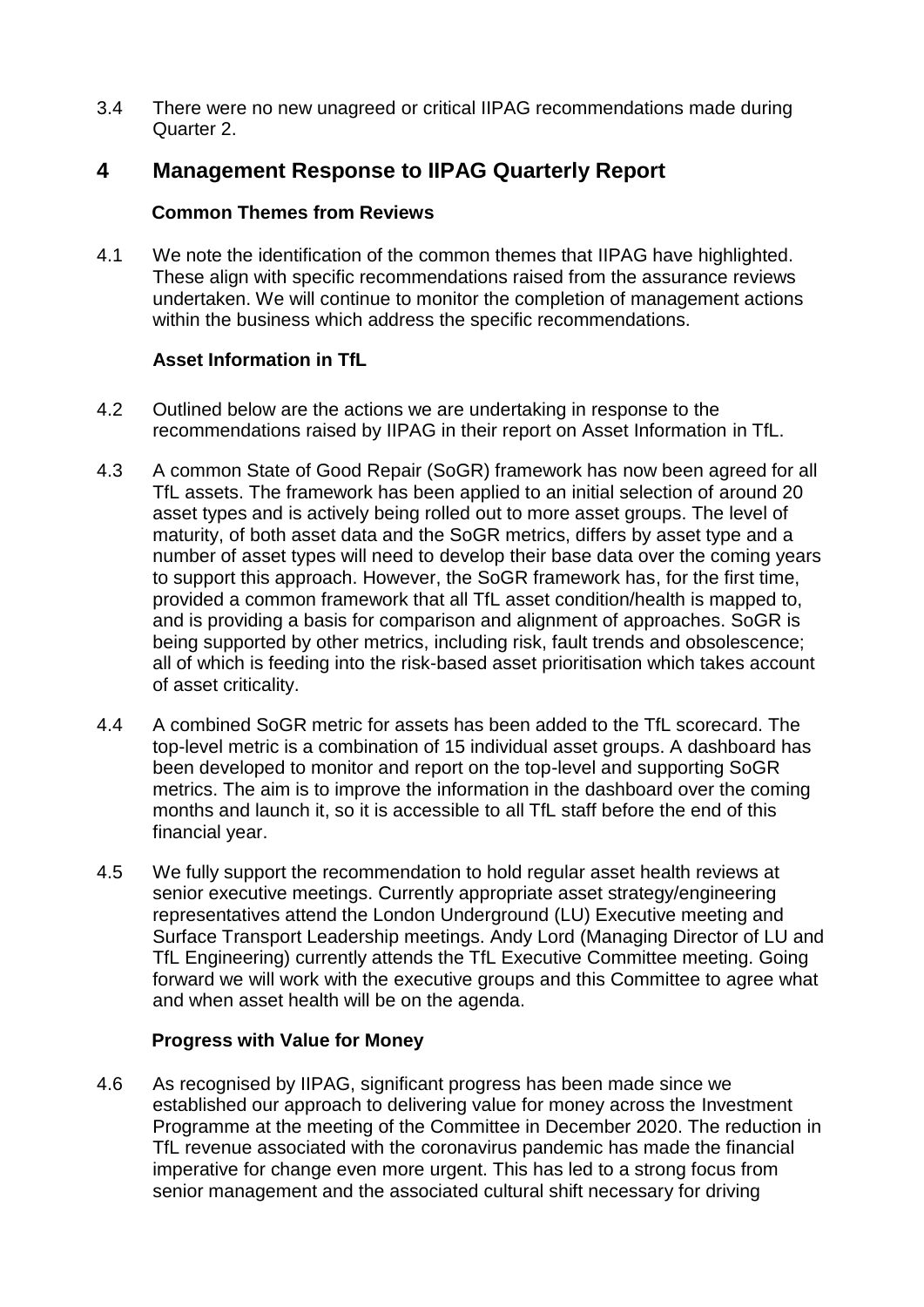3.4 There were no new unagreed or critical IIPAG recommendations made during Quarter 2.

# 4 Management Response to IIPAG Quarterly Report

### Common Themes from Reviews

4.1 We note the identification of the common themes that IIPAG have highlighted. These align with specific recommendations raised from the assurance reviews undertaken. We will continue to monitor the completion of management actions within the business which address the specific recommendations.

### Asset Information in TfL

4.2 Outlined below are the actions we are undertaking in response to the recommendations raised by IIPAG in their report on Asset Information in TfL.

4.3 A common State of Good Repair (SoGR) framework has now been agreed for all TfL assets. The framework has been applied to an initial selection of around 20 asset types and is actively being rolled out to more asset groups. The level of maturity, of both asset data and the SoGR metrics, differs by asset type and a number of asset types will need to develop their base data over the coming years to support this approach. However, the SoGR framework has, for the first time, provided a common framework that all TfL asset condition/health is mapped to, and is providing a basis for comparison and alignment of approaches. SoGR is being supported by other metrics, including risk, fault trends and obsolescence; all of which is feeding into the risk-based asset prioritisation which takes account of asset criticality.

4.4 A combined SoGR metric for assets has been added to the TfL scorecard. The top-level metric is a combination of 15 individual asset groups. A dashboard has been developed to monitor and report on the top-level and supporting SoGR metrics. The aim is to improve the information in the dashboard over the coming months and launch it, so it is accessible to all TfL staff before the end of this financial year.

4.5 We fully support the recommendation to hold regular asset health reviews at senior executive meetings. Currently appropriate asset strategy/engineering representatives attend the London Underground (LU) Executive meeting and Surface Transport Leadership meetings. Andy Lord (Managing Director of LU and TfL Engineering) currently attends the TfL Executive Committee meeting. Going forward we will work with the executive groups and this Committee to agree what and when asset health will be on the agenda.

### Progress with Value for Money

4.6 As recognised by IIPAG, significant progress has been made since we established our approach to delivering value for money across the Investment Programme at the meeting of the Committee in December 2020. The reduction in TfL revenue associated with the coronavirus pandemic has made the financial imperative for change even more urgent. This has led to a strong focus from senior management and the associated cultural shift necessary for driving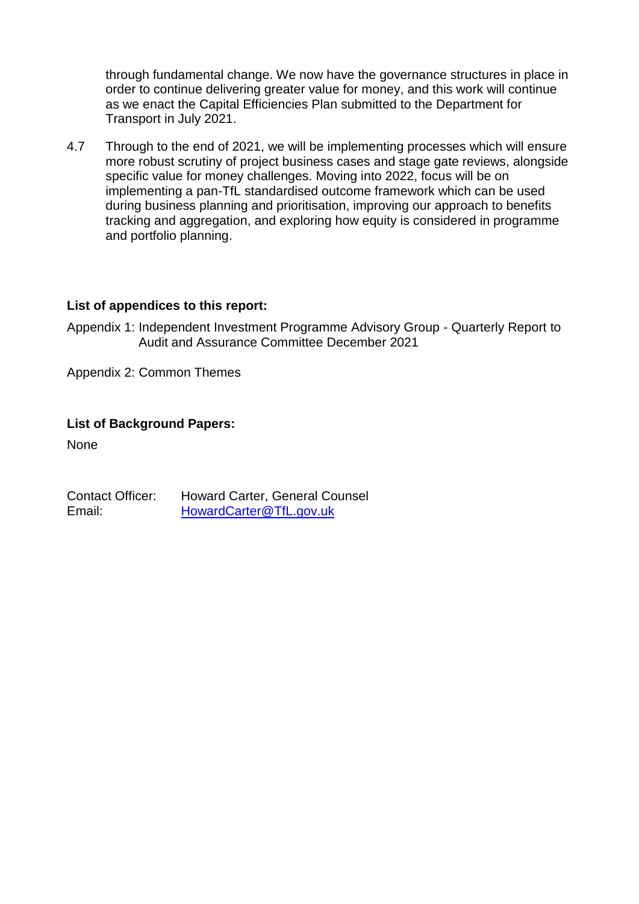through fundamental change. We now have the governance structures in place in order to continue delivering greater value for money, and this work will continue as we enact the Capital Efficiencies Plan submitted to the Department for Transport in July 2021.

4.7 Through to the end of 2021, we will be implementing processes which will ensure more robust scrutiny of project business cases and stage gate reviews, alongside specific value for money challenges. Moving into 2022, focus will be on implementing a pan-TfL standardised outcome framework which can be used during business planning and prioritisation, improving our approach to benefits tracking and aggregation, and exploring how equity is considered in programme and portfolio planning.

**List of appendices to this report:**

Appendix 1: Independent Investment Programme Advisory Group - Quarterly Report to Audit and Assurance Committee December 2021

Appendix 2: Common Themes

**List of Background Papers:**

None

Contact Officer: Howard Carter, General Counsel
Email: HowardCarter@TfL.gov.uk